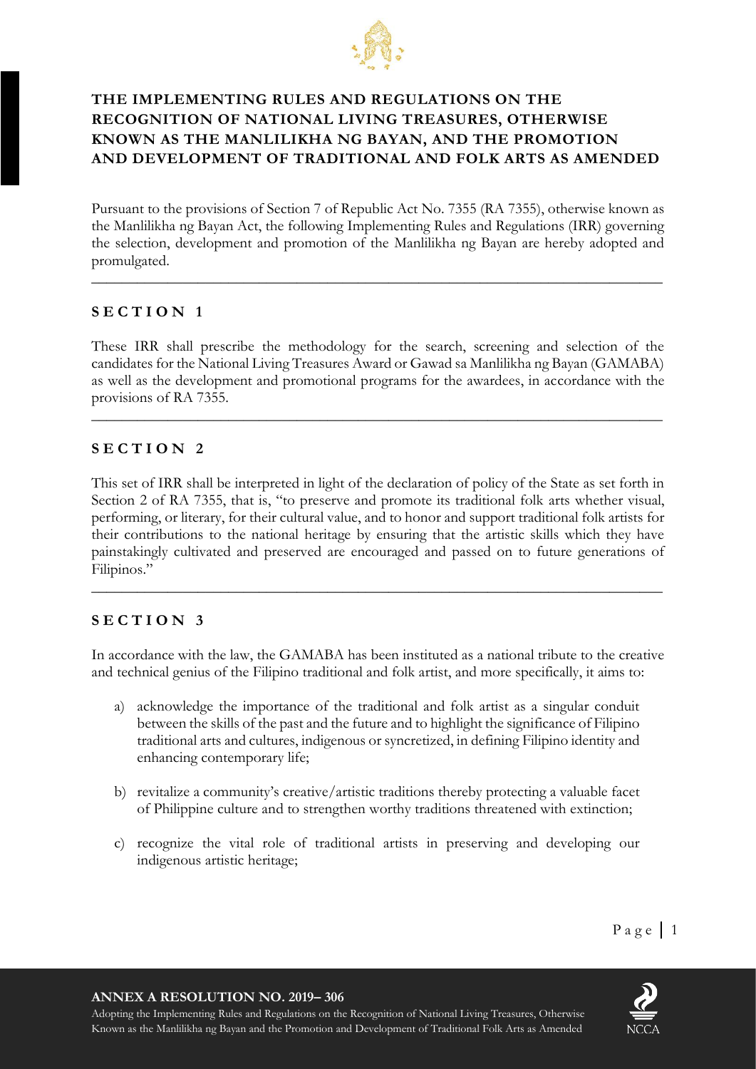# THE IMPLEMENTING RULES AND REGULATIONS ON THE RECOGNITION OF NATIONAL LIVING TREASURES, OTHERWISE KNOWN AS THE MANLILIKHA NG BAYAN, AND THE PROMOTION AND DEVELOPMENT OF TRADITIONAL AND FOLK ARTS AS AMENDED

Pursuant to the provisions of Section 7 of Republic Act No. 7355 (RA 7355), otherwise known as the Manlilikha ng Bayan Act, the following Implementing Rules and Regulations (IRR) governing the selection, development and promotion of the Manlilikha ng Bayan are hereby adopted and promulgated.

---

## SECTION 1

These IRR shall prescribe the methodology for the search, screening and selection of the candidates for the National Living Treasures Award or Gawad sa Manlilikha ng Bayan (GAMABA) as well as the development and promotional programs for the awardees, in accordance with the provisions of RA 7355.

---

## SECTION 2

This set of IRR shall be interpreted in light of the declaration of policy of the State as set forth in Section 2 of RA 7355, that is, "to preserve and promote its traditional folk arts whether visual, performing, or literary, for their cultural value, and to honor and support traditional folk artists for their contributions to the national heritage by ensuring that the artistic skills which they have painstakingly cultivated and preserved are encouraged and passed on to future generations of Filipinos."

---

## SECTION 3

In accordance with the law, the GAMABA has been instituted as a national tribute to the creative and technical genius of the Filipino traditional and folk artist, and more specifically, it aims to:

a) acknowledge the importance of the traditional and folk artist as a singular conduit between the skills of the past and the future and to highlight the significance of Filipino traditional arts and cultures, indigenous or syncretized, in defining Filipino identity and enhancing contemporary life;

b) revitalize a community's creative/artistic traditions thereby protecting a valuable facet of Philippine culture and to strengthen worthy traditions threatened with extinction;

c) recognize the vital role of traditional artists in preserving and developing our indigenous artistic heritage;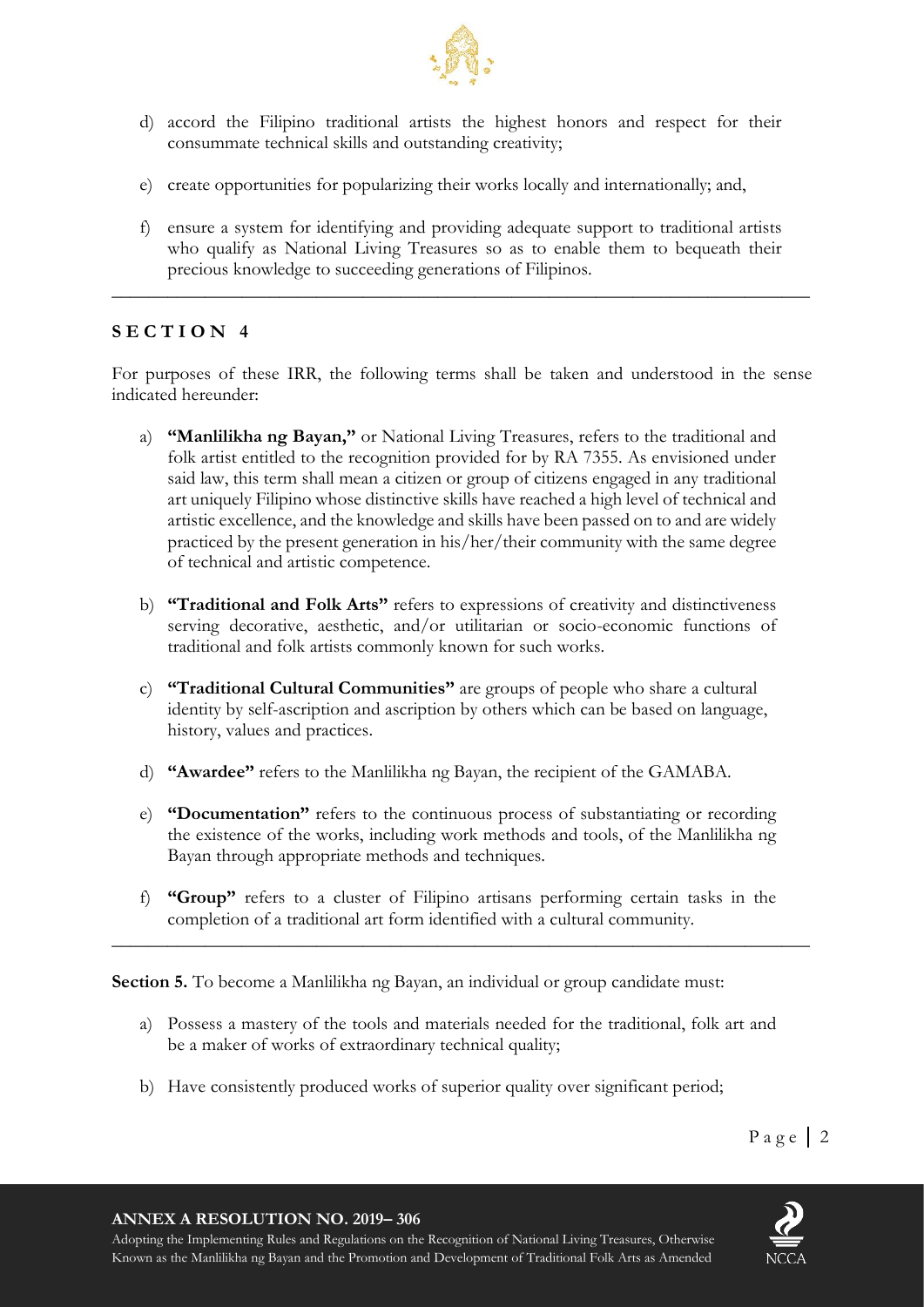d) accord the Filipino traditional artists the highest honors and respect for their consummate technical skills and outstanding creativity;

e) create opportunities for popularizing their works locally and internationally; and,

f) ensure a system for identifying and providing adequate support to traditional artists who qualify as National Living Treasures so as to enable them to bequeath their precious knowledge to succeeding generations of Filipinos.

---

## SECTION 4

For purposes of these IRR, the following terms shall be taken and understood in the sense indicated hereunder:

a) **"Manlilikha ng Bayan,"** or National Living Treasures, refers to the traditional and folk artist entitled to the recognition provided for by RA 7355. As envisioned under said law, this term shall mean a citizen or group of citizens engaged in any traditional art uniquely Filipino whose distinctive skills have reached a high level of technical and artistic excellence, and the knowledge and skills have been passed on to and are widely practiced by the present generation in his/her/their community with the same degree of technical and artistic competence.

b) **"Traditional and Folk Arts"** refers to expressions of creativity and distinctiveness serving decorative, aesthetic, and/or utilitarian or socio-economic functions of traditional and folk artists commonly known for such works.

c) **"Traditional Cultural Communities"** are groups of people who share a cultural identity by self-ascription and ascription by others which can be based on language, history, values and practices.

d) **"Awardee"** refers to the Manlilikha ng Bayan, the recipient of the GAMABA.

e) **"Documentation"** refers to the continuous process of substantiating or recording the existence of the works, including work methods and tools, of the Manlilikha ng Bayan through appropriate methods and techniques.

f) **"Group"** refers to a cluster of Filipino artisans performing certain tasks in the completion of a traditional art form identified with a cultural community.

---

**Section 5.** To become a Manlilikha ng Bayan, an individual or group candidate must:

a) Possess a mastery of the tools and materials needed for the traditional, folk art and be a maker of works of extraordinary technical quality;

b) Have consistently produced works of superior quality over significant period;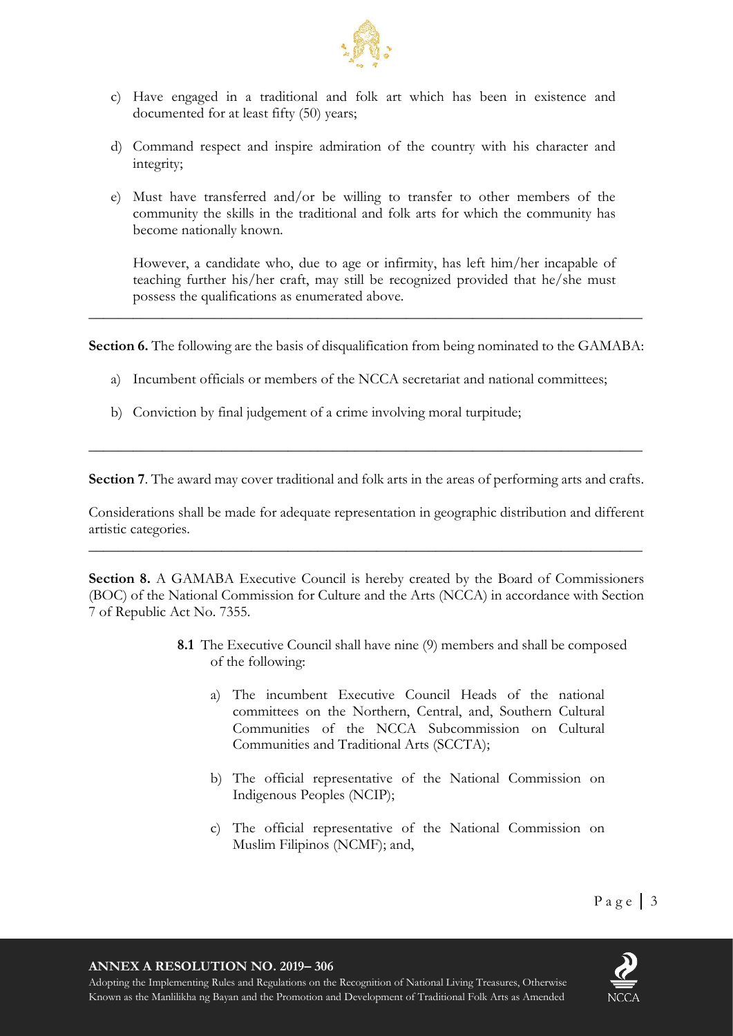c) Have engaged in a traditional and folk art which has been in existence and documented for at least fifty (50) years;

d) Command respect and inspire admiration of the country with his character and integrity;

e) Must have transferred and/or be willing to transfer to other members of the community the skills in the traditional and folk arts for which the community has become nationally known.

However, a candidate who, due to age or infirmity, has left him/her incapable of teaching further his/her craft, may still be recognized provided that he/she must possess the qualifications as enumerated above.

---

**Section 6.** The following are the basis of disqualification from being nominated to the GAMABA:

a) Incumbent officials or members of the NCCA secretariat and national committees;

b) Conviction by final judgement of a crime involving moral turpitude;

---

**Section 7**. The award may cover traditional and folk arts in the areas of performing arts and crafts.

Considerations shall be made for adequate representation in geographic distribution and different artistic categories.

---

**Section 8.** A GAMABA Executive Council is hereby created by the Board of Commissioners (BOC) of the National Commission for Culture and the Arts (NCCA) in accordance with Section 7 of Republic Act No. 7355.

**8.1** The Executive Council shall have nine (9) members and shall be composed of the following:

a) The incumbent Executive Council Heads of the national committees on the Northern, Central, and, Southern Cultural Communities of the NCCA Subcommission on Cultural Communities and Traditional Arts (SCCTA);

b) The official representative of the National Commission on Indigenous Peoples (NCIP);

c) The official representative of the National Commission on Muslim Filipinos (NCMF); and,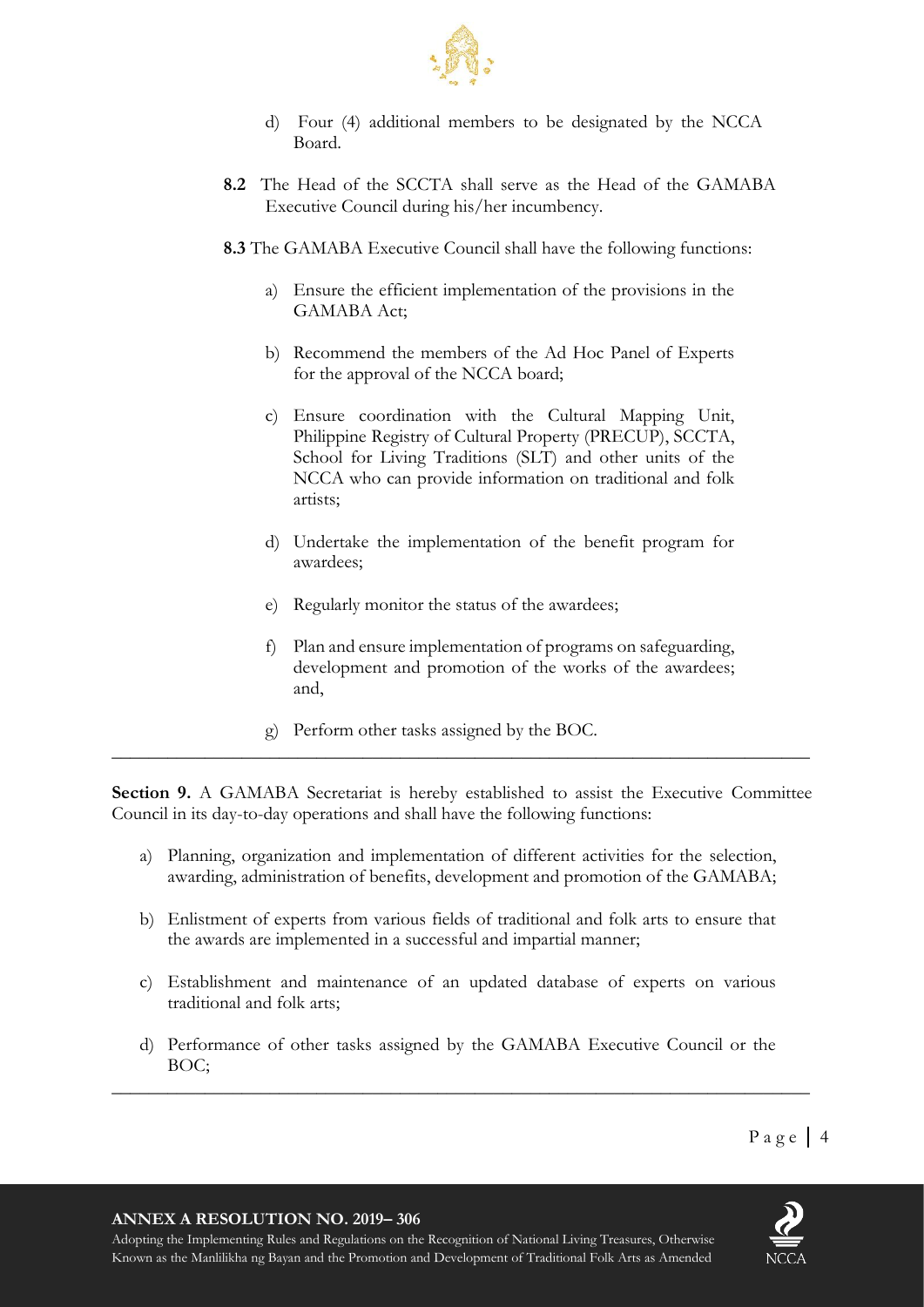d) Four (4) additional members to be designated by the NCCA Board.

**8.2** The Head of the SCCTA shall serve as the Head of the GAMABA Executive Council during his/her incumbency.

**8.3** The GAMABA Executive Council shall have the following functions:

a) Ensure the efficient implementation of the provisions in the GAMABA Act;

b) Recommend the members of the Ad Hoc Panel of Experts for the approval of the NCCA board;

c) Ensure coordination with the Cultural Mapping Unit, Philippine Registry of Cultural Property (PRECUP), SCCTA, School for Living Traditions (SLT) and other units of the NCCA who can provide information on traditional and folk artists;

d) Undertake the implementation of the benefit program for awardees;

e) Regularly monitor the status of the awardees;

f) Plan and ensure implementation of programs on safeguarding, development and promotion of the works of the awardees; and,

g) Perform other tasks assigned by the BOC.

---

**Section 9.** A GAMABA Secretariat is hereby established to assist the Executive Committee Council in its day-to-day operations and shall have the following functions:

a) Planning, organization and implementation of different activities for the selection, awarding, administration of benefits, development and promotion of the GAMABA;

b) Enlistment of experts from various fields of traditional and folk arts to ensure that the awards are implemented in a successful and impartial manner;

c) Establishment and maintenance of an updated database of experts on various traditional and folk arts;

d) Performance of other tasks assigned by the GAMABA Executive Council or the BOC;

---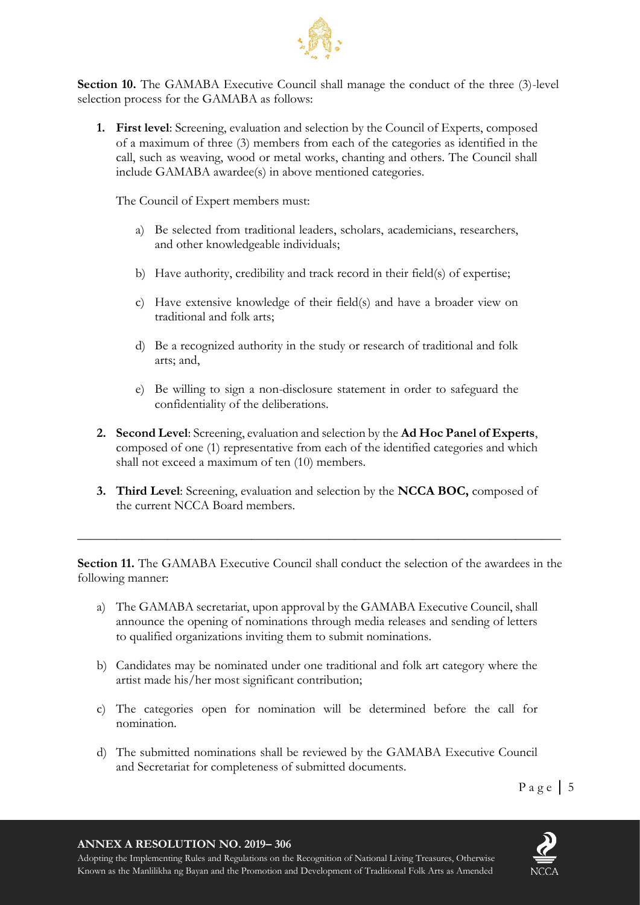**Section 10.** The GAMABA Executive Council shall manage the conduct of the three (3)-level selection process for the GAMABA as follows:

1. **First level**: Screening, evaluation and selection by the Council of Experts, composed of a maximum of three (3) members from each of the categories as identified in the call, such as weaving, wood or metal works, chanting and others. The Council shall include GAMABA awardee(s) in above mentioned categories.

   The Council of Expert members must:

   a) Be selected from traditional leaders, scholars, academicians, researchers, and other knowledgeable individuals;

   b) Have authority, credibility and track record in their field(s) of expertise;

   c) Have extensive knowledge of their field(s) and have a broader view on traditional and folk arts;

   d) Be a recognized authority in the study or research of traditional and folk arts; and,

   e) Be willing to sign a non-disclosure statement in order to safeguard the confidentiality of the deliberations.

2. **Second Level**: Screening, evaluation and selection by the **Ad Hoc Panel of Experts**, composed of one (1) representative from each of the identified categories and which shall not exceed a maximum of ten (10) members.

3. **Third Level**: Screening, evaluation and selection by the **NCCA BOC,** composed of the current NCCA Board members.

---

**Section 11.** The GAMABA Executive Council shall conduct the selection of the awardees in the following manner:

a) The GAMABA secretariat, upon approval by the GAMABA Executive Council, shall announce the opening of nominations through media releases and sending of letters to qualified organizations inviting them to submit nominations.

b) Candidates may be nominated under one traditional and folk art category where the artist made his/her most significant contribution;

c) The categories open for nomination will be determined before the call for nomination.

d) The submitted nominations shall be reviewed by the GAMABA Executive Council and Secretariat for completeness of submitted documents.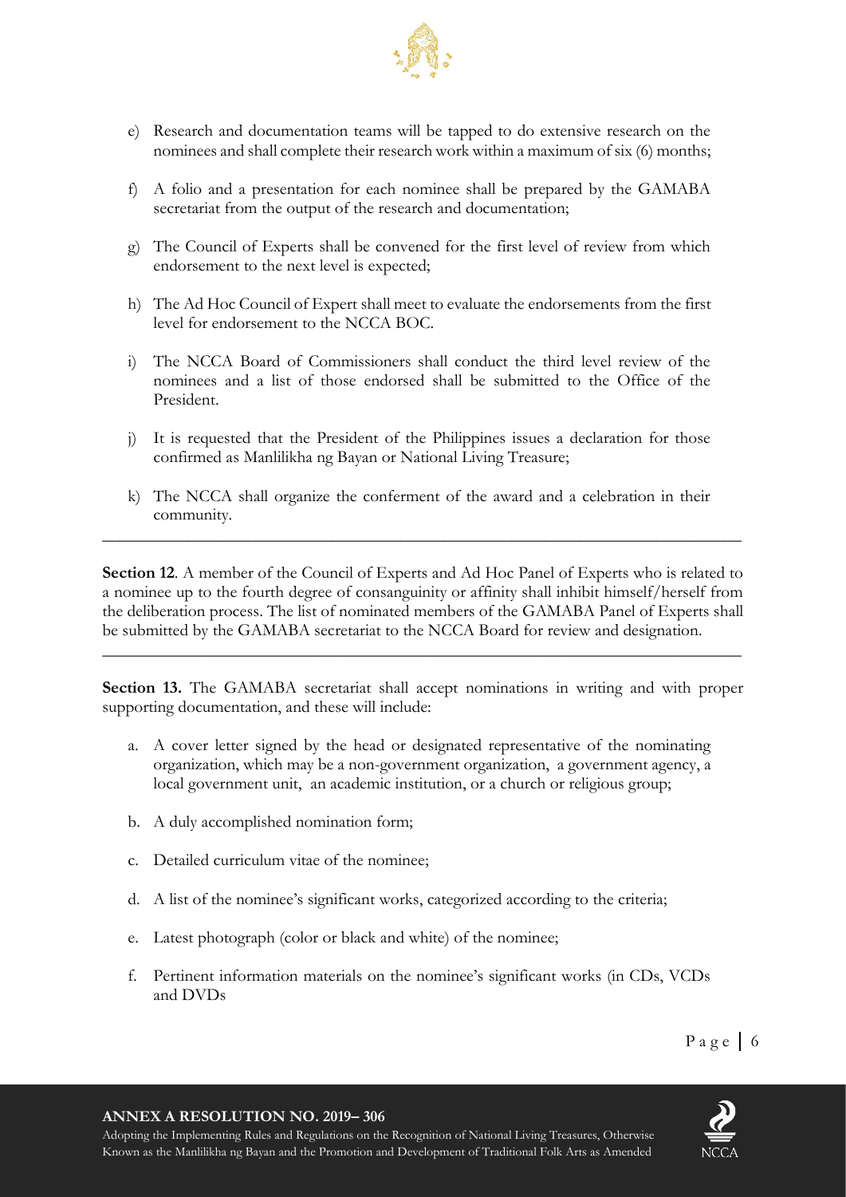e) Research and documentation teams will be tapped to do extensive research on the nominees and shall complete their research work within a maximum of six (6) months;

f) A folio and a presentation for each nominee shall be prepared by the GAMABA secretariat from the output of the research and documentation;

g) The Council of Experts shall be convened for the first level of review from which endorsement to the next level is expected;

h) The Ad Hoc Council of Expert shall meet to evaluate the endorsements from the first level for endorsement to the NCCA BOC.

i) The NCCA Board of Commissioners shall conduct the third level review of the nominees and a list of those endorsed shall be submitted to the Office of the President.

j) It is requested that the President of the Philippines issues a declaration for those confirmed as Manlilikha ng Bayan or National Living Treasure;

k) The NCCA shall organize the conferment of the award and a celebration in their community.

---

**Section 12**. A member of the Council of Experts and Ad Hoc Panel of Experts who is related to a nominee up to the fourth degree of consanguinity or affinity shall inhibit himself/herself from the deliberation process. The list of nominated members of the GAMABA Panel of Experts shall be submitted by the GAMABA secretariat to the NCCA Board for review and designation.

---

**Section 13.** The GAMABA secretariat shall accept nominations in writing and with proper supporting documentation, and these will include:

a. A cover letter signed by the head or designated representative of the nominating organization, which may be a non-government organization, a government agency, a local government unit, an academic institution, or a church or religious group;

b. A duly accomplished nomination form;

c. Detailed curriculum vitae of the nominee;

d. A list of the nominee's significant works, categorized according to the criteria;

e. Latest photograph (color or black and white) of the nominee;

f. Pertinent information materials on the nominee's significant works (in CDs, VCDs and DVDs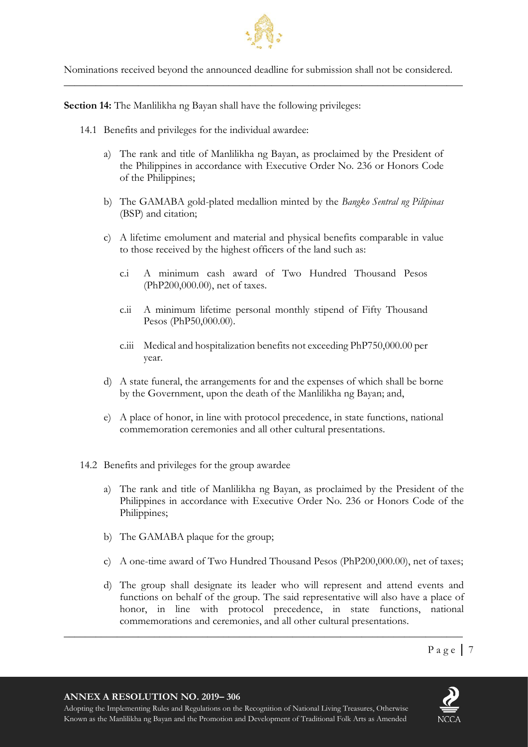Nominations received beyond the announced deadline for submission shall not be considered.

**Section 14:** The Manlilikha ng Bayan shall have the following privileges:

14.1 Benefits and privileges for the individual awardee:

a) The rank and title of Manlilikha ng Bayan, as proclaimed by the President of the Philippines in accordance with Executive Order No. 236 or Honors Code of the Philippines;

b) The GAMABA gold-plated medallion minted by the *Bangko Sentral ng Pilipinas* (BSP) and citation;

c) A lifetime emolument and material and physical benefits comparable in value to those received by the highest officers of the land such as:

c.i A minimum cash award of Two Hundred Thousand Pesos (PhP200,000.00), net of taxes.

c.ii A minimum lifetime personal monthly stipend of Fifty Thousand Pesos (PhP50,000.00).

c.iii Medical and hospitalization benefits not exceeding PhP750,000.00 per year.

d) A state funeral, the arrangements for and the expenses of which shall be borne by the Government, upon the death of the Manlilikha ng Bayan; and,

e) A place of honor, in line with protocol precedence, in state functions, national commemoration ceremonies and all other cultural presentations.

14.2 Benefits and privileges for the group awardee

a) The rank and title of Manlilikha ng Bayan, as proclaimed by the President of the Philippines in accordance with Executive Order No. 236 or Honors Code of the Philippines;

b) The GAMABA plaque for the group;

c) A one-time award of Two Hundred Thousand Pesos (PhP200,000.00), net of taxes;

d) The group shall designate its leader who will represent and attend events and functions on behalf of the group. The said representative will also have a place of honor, in line with protocol precedence, in state functions, national commemorations and ceremonies, and all other cultural presentations.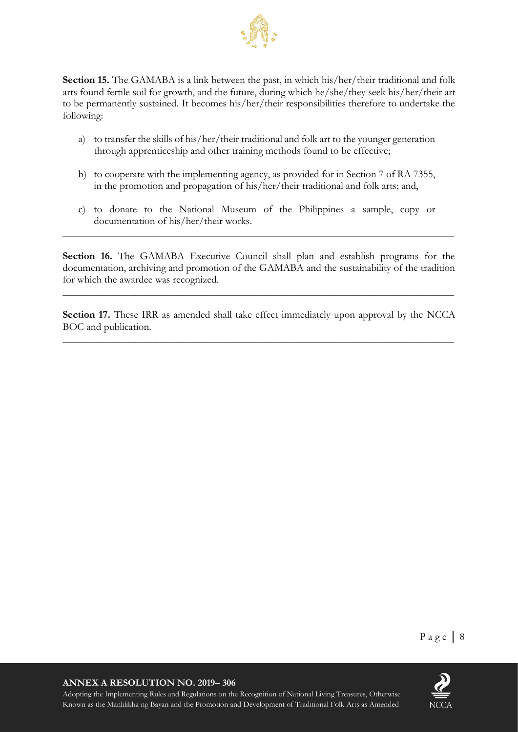**Section 15.** The GAMABA is a link between the past, in which his/her/their traditional and folk arts found fertile soil for growth, and the future, during which he/she/they seek his/her/their art to be permanently sustained. It becomes his/her/their responsibilities therefore to undertake the following:

a) to transfer the skills of his/her/their traditional and folk art to the younger generation through apprenticeship and other training methods found to be effective;

b) to cooperate with the implementing agency, as provided for in Section 7 of RA 7355, in the promotion and propagation of his/her/their traditional and folk arts; and,

c) to donate to the National Museum of the Philippines a sample, copy or documentation of his/her/their works.

---

**Section 16.** The GAMABA Executive Council shall plan and establish programs for the documentation, archiving and promotion of the GAMABA and the sustainability of the tradition for which the awardee was recognized.

---

**Section 17.** These IRR as amended shall take effect immediately upon approval by the NCCA BOC and publication.

---